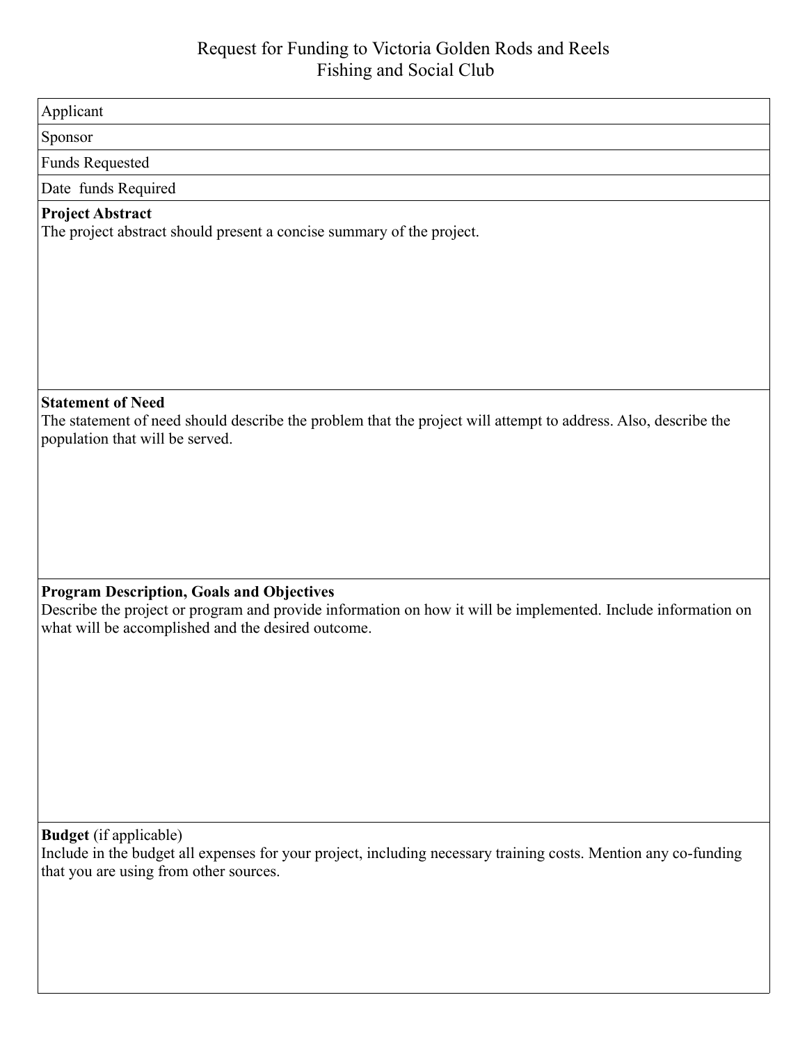# Request for Funding to Victoria Golden Rods and Reels Fishing and Social Club

| Applicant |
| --- |
| Sponsor |
| Funds Requested |
| Date  funds Required |

**Project Abstract**

The project abstract should present a concise summary of the project.

**Statement of Need**

The statement of need should describe the problem that the project will attempt to address. Also, describe the population that will be served.

**Program Description, Goals and Objectives**

Describe the project or program and provide information on how it will be implemented. Include information on what will be accomplished and the desired outcome.

**Budget** (if applicable)

Include in the budget all expenses for your project, including necessary training costs. Mention any co-funding that you are using from other sources.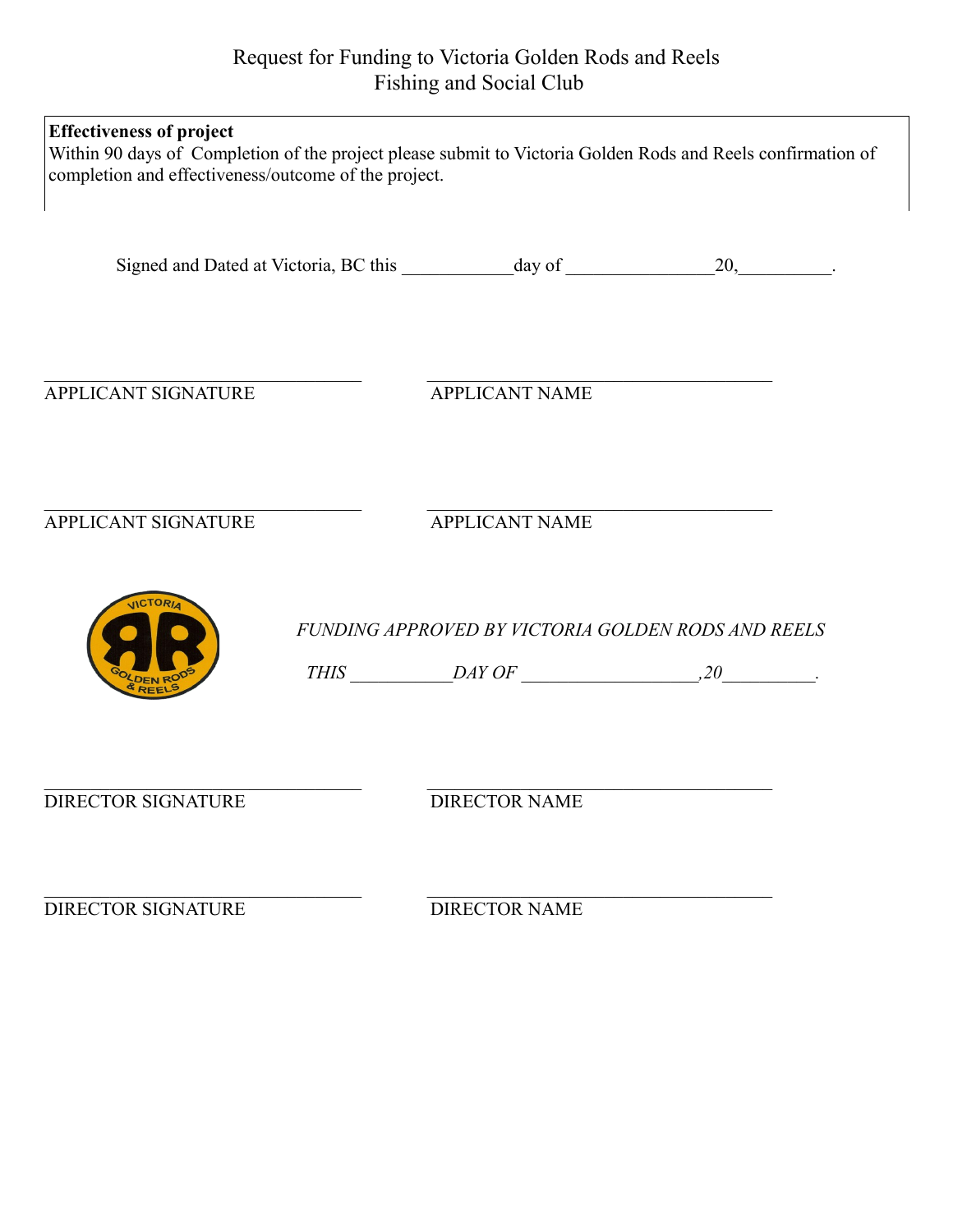Request for Funding to Victoria Golden Rods and Reels
Fishing and Social Club

**Effectiveness of project**
Within 90 days of Completion of the project please submit to Victoria Golden Rods and Reels confirmation of completion and effectiveness/outcome of the project.

Signed and Dated at Victoria, BC this ____________day of ________________20,__________.

_________________________________ _________________________________
APPLICANT SIGNATURE APPLICANT NAME

_________________________________ _________________________________
APPLICANT SIGNATURE APPLICANT NAME

*FUNDING APPROVED BY VICTORIA GOLDEN RODS AND REELS*

*THIS ___________DAY OF ___________________,20__________.*

_________________________________ _________________________________
DIRECTOR SIGNATURE DIRECTOR NAME

_________________________________ _________________________________
DIRECTOR SIGNATURE DIRECTOR NAME